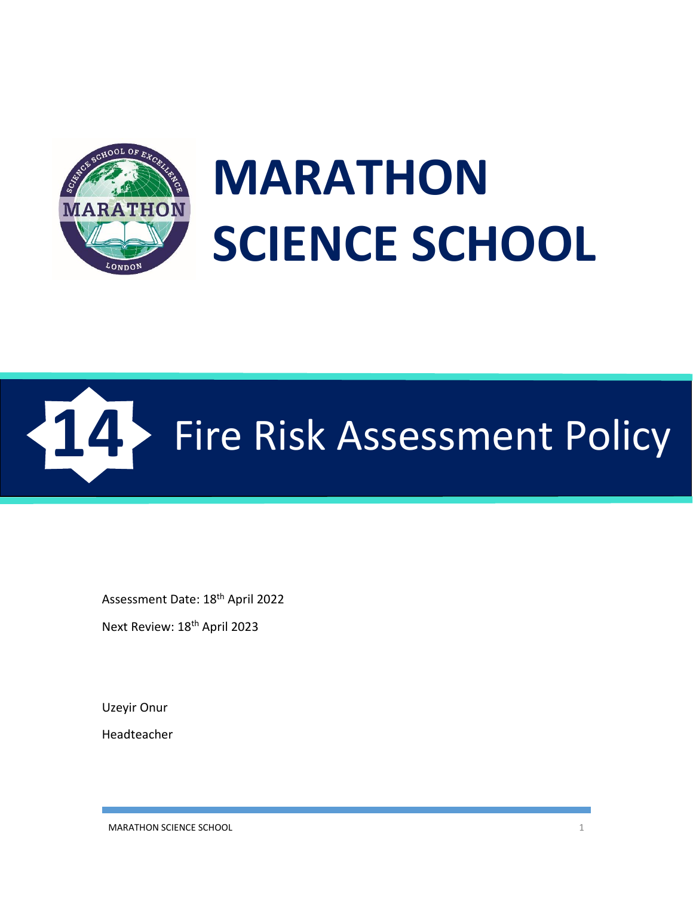# MARATHON SCIENCE SCHOOL

## 14 Fire Risk Assessment Policy

Assessment Date: 18th April 2022

Next Review: 18th April 2023

Uzeyir Onur

Headteacher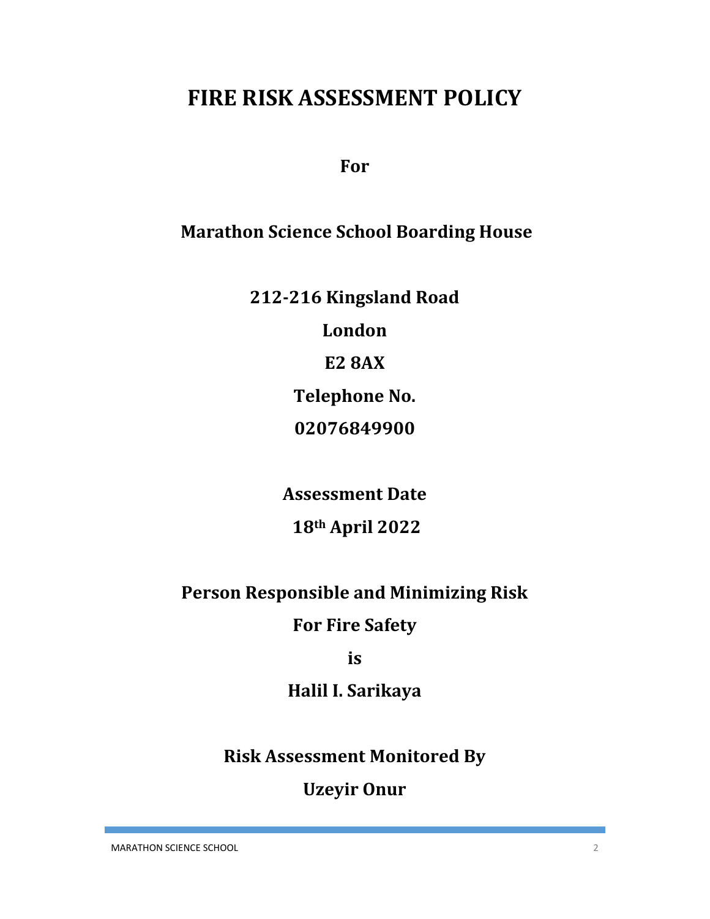# FIRE RISK ASSESSMENT POLICY

**For**

**Marathon Science School Boarding House**

**212-216 Kingsland Road**

**London**

**E2 8AX**

**Telephone No.**

**02076849900**

**Assessment Date**

**18th April 2022**

**Person Responsible and Minimizing Risk**

**For Fire Safety**

**is**

**Halil I. Sarikaya**

**Risk Assessment Monitored By**

**Uzeyir Onur**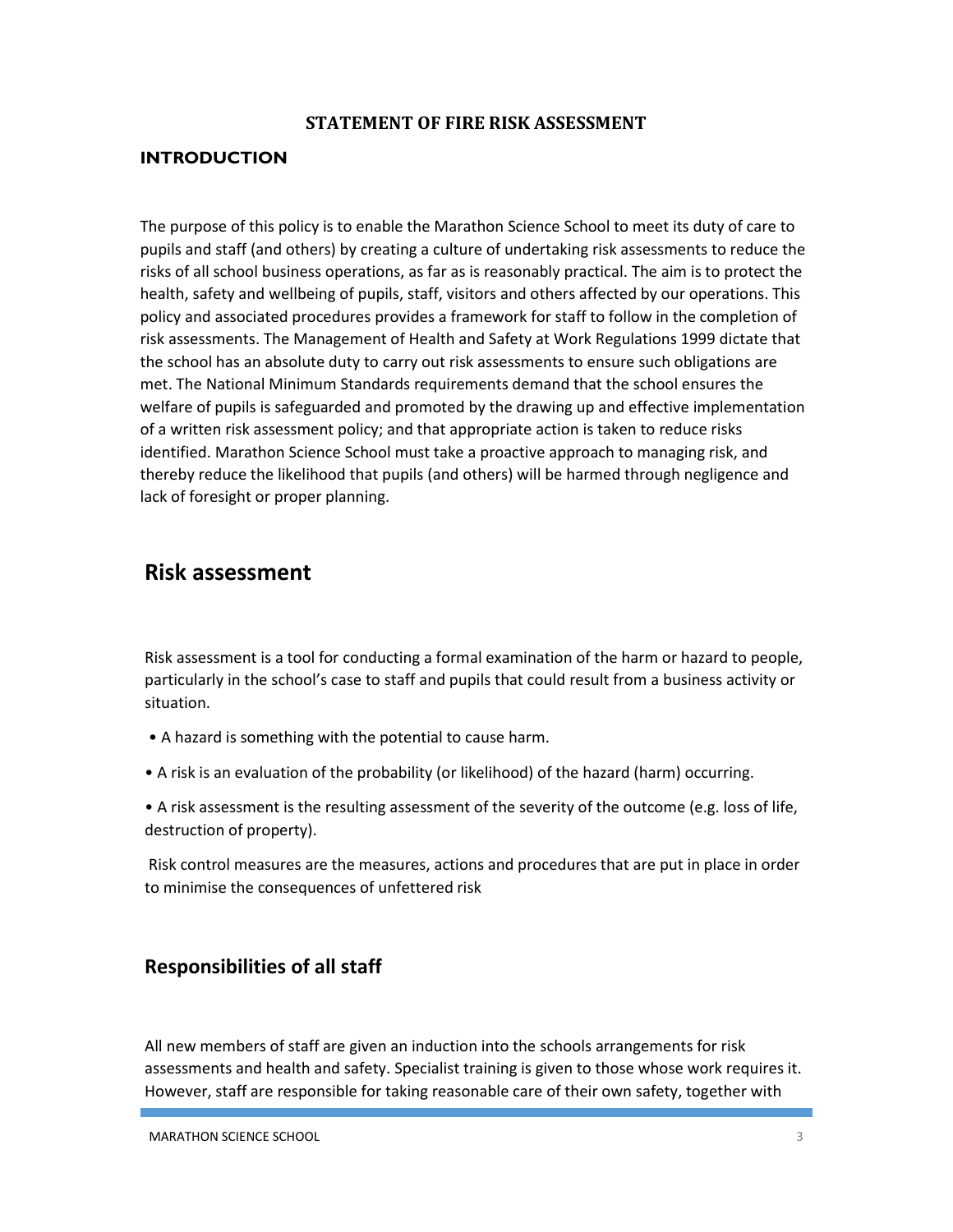**STATEMENT OF FIRE RISK ASSESSMENT**

## INTRODUCTION

The purpose of this policy is to enable the Marathon Science School to meet its duty of care to pupils and staff (and others) by creating a culture of undertaking risk assessments to reduce the risks of all school business operations, as far as is reasonably practical. The aim is to protect the health, safety and wellbeing of pupils, staff, visitors and others affected by our operations. This policy and associated procedures provides a framework for staff to follow in the completion of risk assessments. The Management of Health and Safety at Work Regulations 1999 dictate that the school has an absolute duty to carry out risk assessments to ensure such obligations are met. The National Minimum Standards requirements demand that the school ensures the welfare of pupils is safeguarded and promoted by the drawing up and effective implementation of a written risk assessment policy; and that appropriate action is taken to reduce risks identified. Marathon Science School must take a proactive approach to managing risk, and thereby reduce the likelihood that pupils (and others) will be harmed through negligence and lack of foresight or proper planning.

## Risk assessment

Risk assessment is a tool for conducting a formal examination of the harm or hazard to people, particularly in the school's case to staff and pupils that could result from a business activity or situation.

- A hazard is something with the potential to cause harm.
- A risk is an evaluation of the probability (or likelihood) of the hazard (harm) occurring.
- A risk assessment is the resulting assessment of the severity of the outcome (e.g. loss of life, destruction of property).

Risk control measures are the measures, actions and procedures that are put in place in order to minimise the consequences of unfettered risk

## Responsibilities of all staff

All new members of staff are given an induction into the schools arrangements for risk assessments and health and safety. Specialist training is given to those whose work requires it. However, staff are responsible for taking reasonable care of their own safety, together with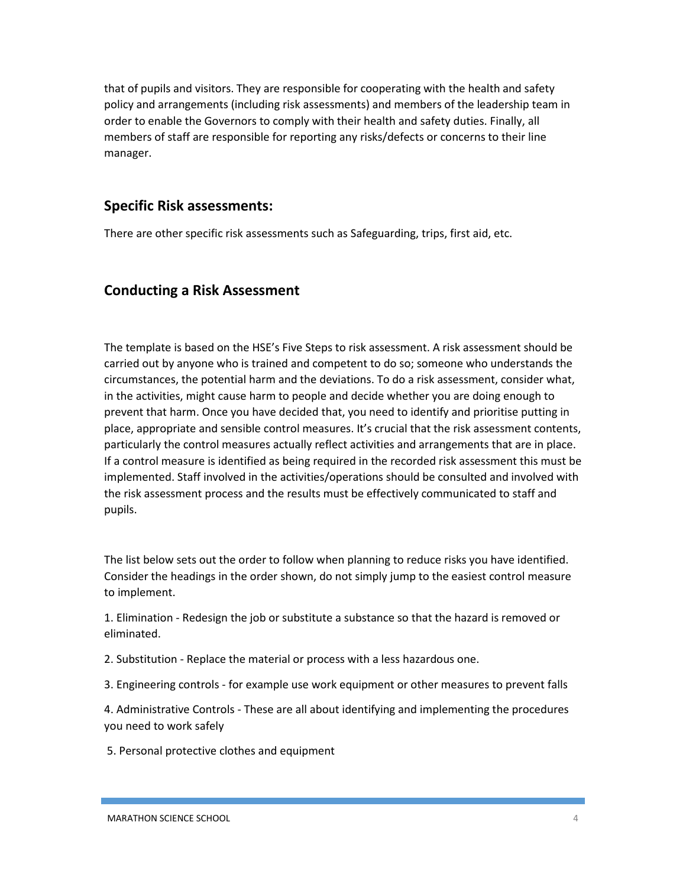that of pupils and visitors. They are responsible for cooperating with the health and safety policy and arrangements (including risk assessments) and members of the leadership team in order to enable the Governors to comply with their health and safety duties. Finally, all members of staff are responsible for reporting any risks/defects or concerns to their line manager.

## Specific Risk assessments:

There are other specific risk assessments such as Safeguarding, trips, first aid, etc.

## Conducting a Risk Assessment

The template is based on the HSE's Five Steps to risk assessment. A risk assessment should be carried out by anyone who is trained and competent to do so; someone who understands the circumstances, the potential harm and the deviations. To do a risk assessment, consider what, in the activities, might cause harm to people and decide whether you are doing enough to prevent that harm. Once you have decided that, you need to identify and prioritise putting in place, appropriate and sensible control measures. It's crucial that the risk assessment contents, particularly the control measures actually reflect activities and arrangements that are in place. If a control measure is identified as being required in the recorded risk assessment this must be implemented. Staff involved in the activities/operations should be consulted and involved with the risk assessment process and the results must be effectively communicated to staff and pupils.

The list below sets out the order to follow when planning to reduce risks you have identified. Consider the headings in the order shown, do not simply jump to the easiest control measure to implement.

1. Elimination - Redesign the job or substitute a substance so that the hazard is removed or eliminated.

2. Substitution - Replace the material or process with a less hazardous one.

3. Engineering controls - for example use work equipment or other measures to prevent falls

4. Administrative Controls - These are all about identifying and implementing the procedures you need to work safely

5. Personal protective clothes and equipment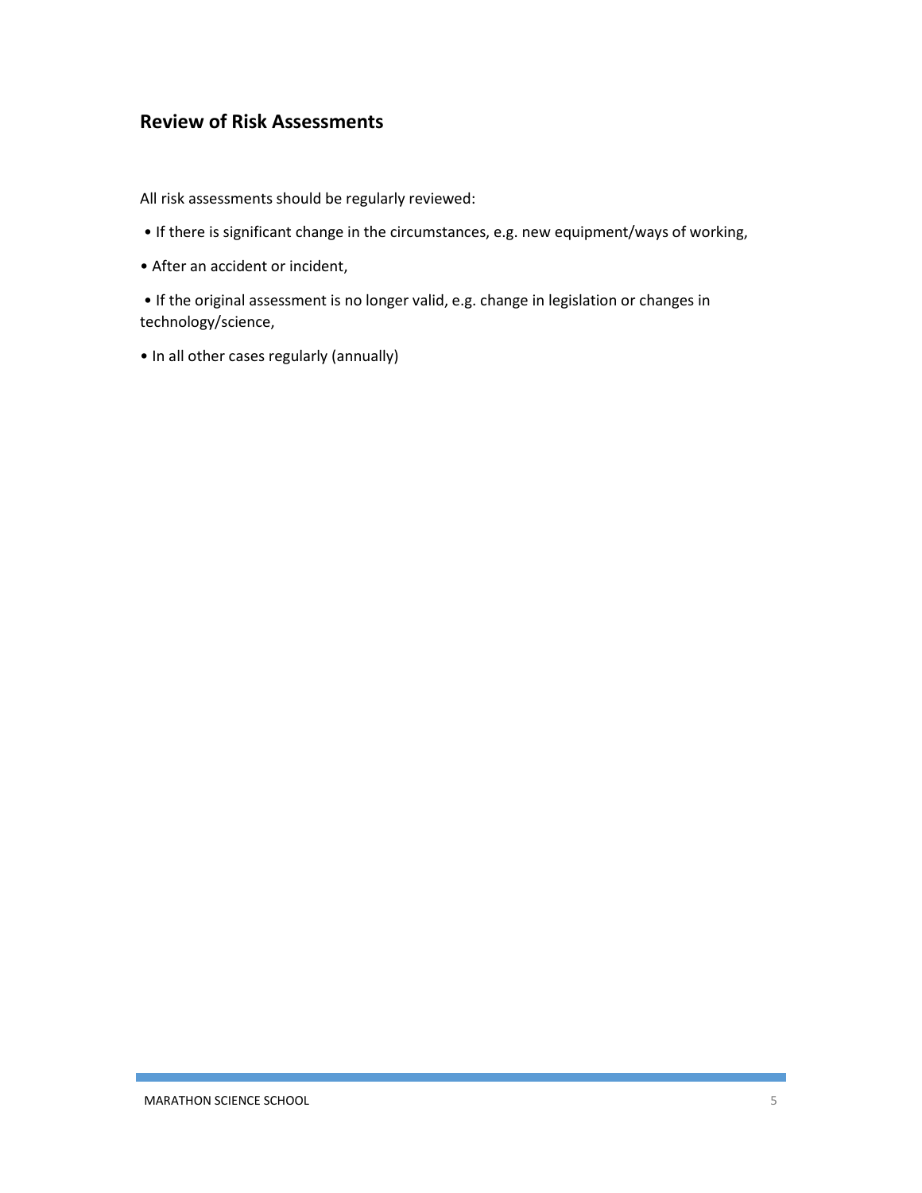## Review of Risk Assessments

All risk assessments should be regularly reviewed:

- If there is significant change in the circumstances, e.g. new equipment/ways of working,
- After an accident or incident,
- If the original assessment is no longer valid, e.g. change in legislation or changes in technology/science,
- In all other cases regularly (annually)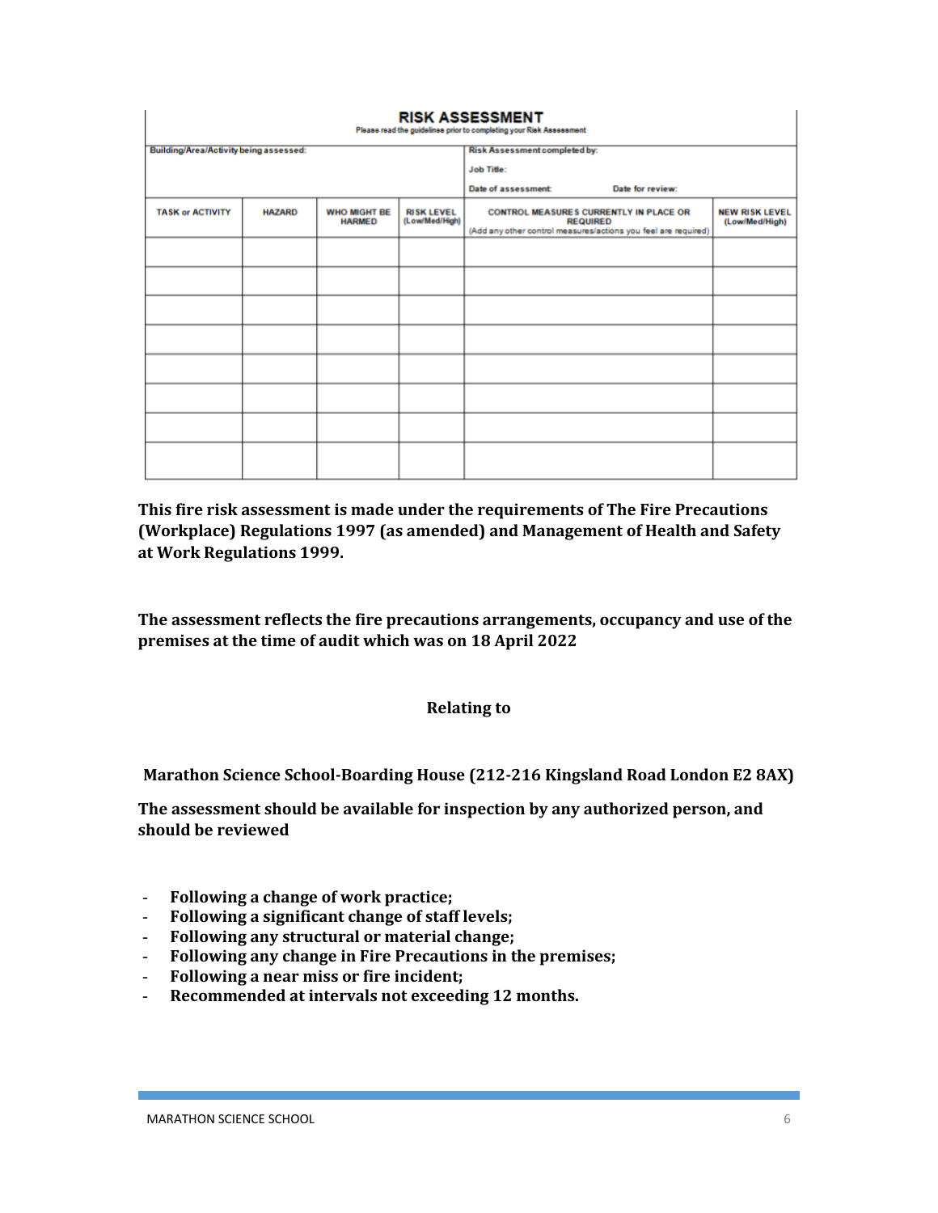# RISK ASSESSMENT

Please read the guidelines prior to completing your Risk Assessment

| Building/Area/Activity being assessed: | | | | Risk Assessment completed by:<br>Job Title:<br>Date of assessment: Date for review: | |
|---|---|---|---|---|---|
| **TASK or ACTIVITY** | **HAZARD** | **WHO MIGHT BE HARMED** | **RISK LEVEL (Low/Med/High)** | **CONTROL MEASURES CURRENTLY IN PLACE OR REQUIRED** (Add any other control measures/actions you feel are required) | **NEW RISK LEVEL (Low/Med/High)** |
| | | | | | |
| | | | | | |
| | | | | | |
| | | | | | |
| | | | | | |
| | | | | | |
| | | | | | |
| | | | | | |

**This fire risk assessment is made under the requirements of The Fire Precautions (Workplace) Regulations 1997 (as amended) and Management of Health and Safety at Work Regulations 1999.**

**The assessment reflects the fire precautions arrangements, occupancy and use of the premises at the time of audit which was on 18 April 2022**

**Relating to**

**Marathon Science School-Boarding House (212-216 Kingsland Road London E2 8AX)**

**The assessment should be available for inspection by any authorized person, and should be reviewed**

- **Following a change of work practice;**
- **Following a significant change of staff levels;**
- **Following any structural or material change;**
- **Following any change in Fire Precautions in the premises;**
- **Following a near miss or fire incident;**
- **Recommended at intervals not exceeding 12 months.**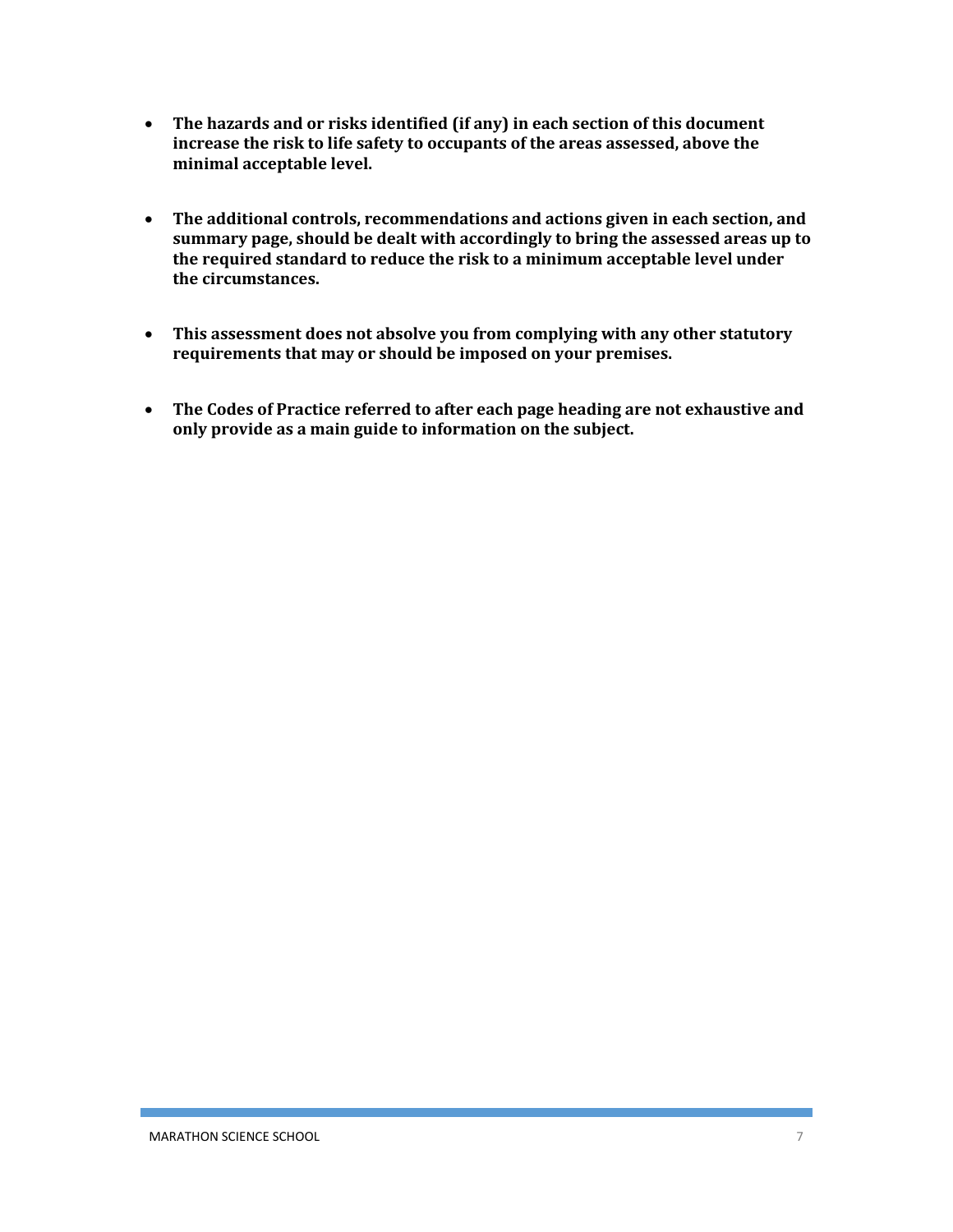- **The hazards and or risks identified (if any) in each section of this document increase the risk to life safety to occupants of the areas assessed, above the minimal acceptable level.**

- **The additional controls, recommendations and actions given in each section, and summary page, should be dealt with accordingly to bring the assessed areas up to the required standard to reduce the risk to a minimum acceptable level under the circumstances.**

- **This assessment does not absolve you from complying with any other statutory requirements that may or should be imposed on your premises.**

- **The Codes of Practice referred to after each page heading are not exhaustive and only provide as a main guide to information on the subject.**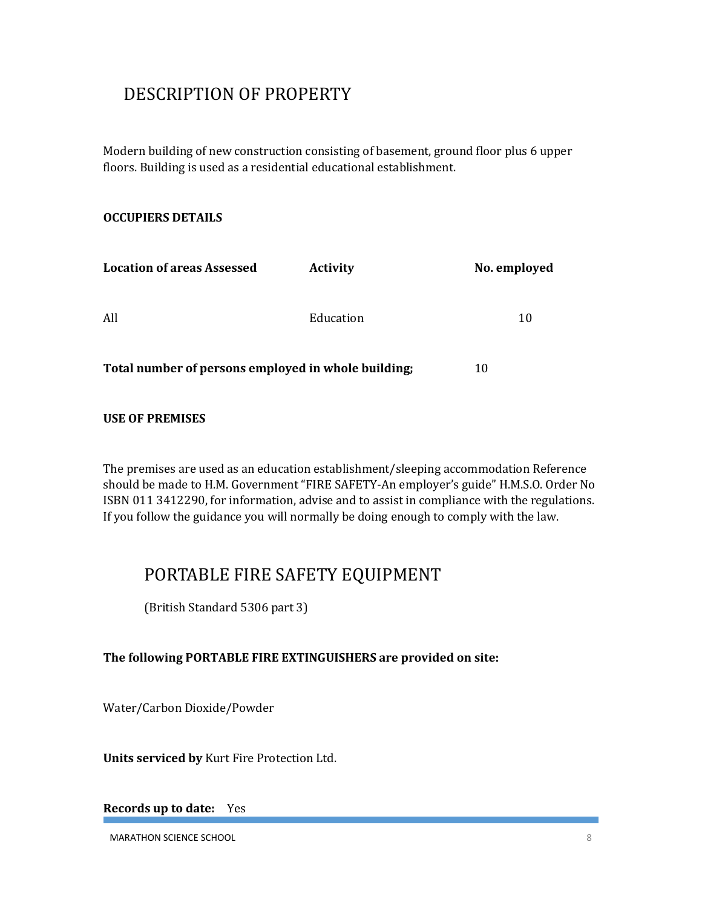# DESCRIPTION OF PROPERTY

Modern building of new construction consisting of basement, ground floor plus 6 upper floors. Building is used as a residential educational establishment.

**OCCUPIERS DETAILS**

| Location of areas Assessed | Activity | No. employed |
|---|---|---|
| All | Education | 10 |

**Total number of persons employed in whole building;** 10

**USE OF PREMISES**

The premises are used as an education establishment/sleeping accommodation Reference should be made to H.M. Government "FIRE SAFETY-An employer's guide" H.M.S.O. Order No ISBN 011 3412290, for information, advise and to assist in compliance with the regulations. If you follow the guidance you will normally be doing enough to comply with the law.

# PORTABLE FIRE SAFETY EQUIPMENT

(British Standard 5306 part 3)

**The following PORTABLE FIRE EXTINGUISHERS are provided on site:**

Water/Carbon Dioxide/Powder

**Units serviced by** Kurt Fire Protection Ltd.

**Records up to date:** Yes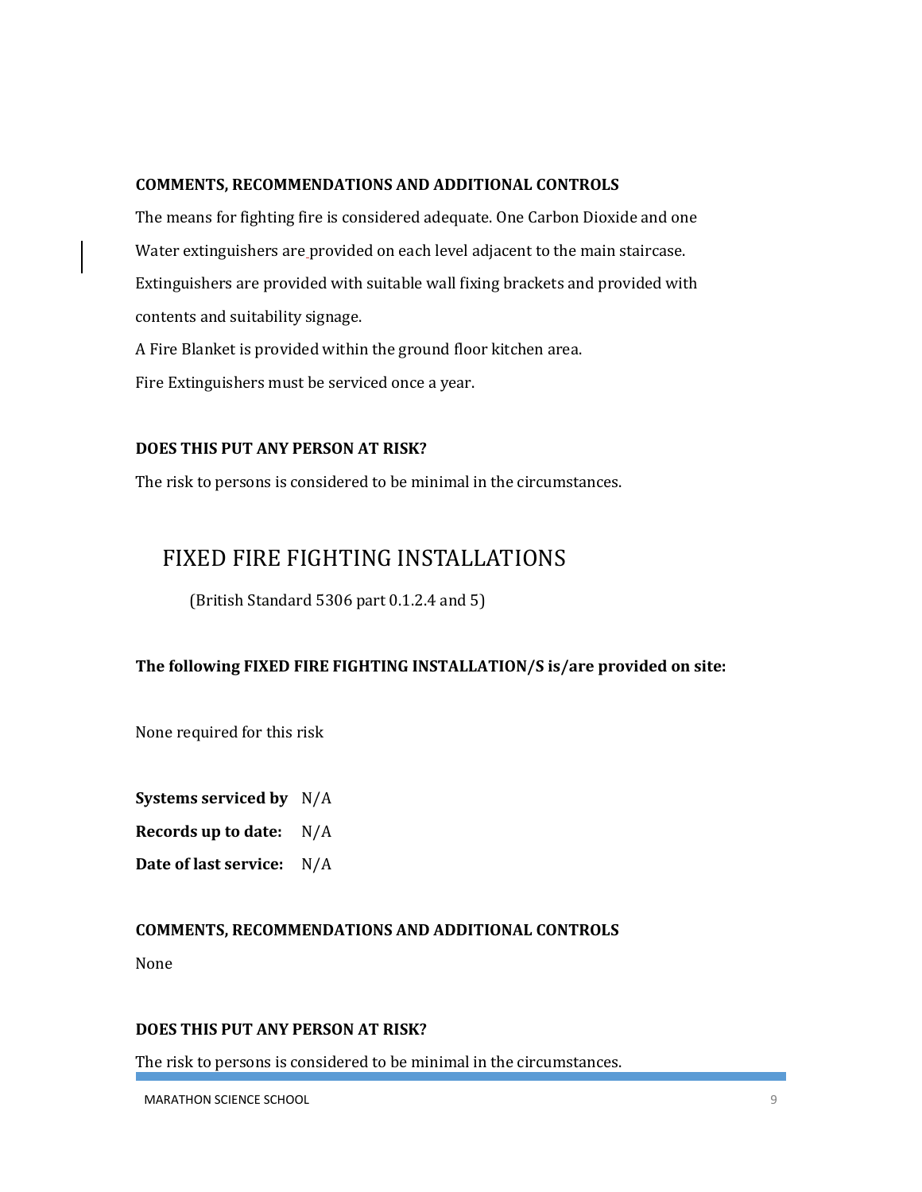**COMMENTS, RECOMMENDATIONS AND ADDITIONAL CONTROLS**

The means for fighting fire is considered adequate. One Carbon Dioxide and one Water extinguishers are provided on each level adjacent to the main staircase. Extinguishers are provided with suitable wall fixing brackets and provided with contents and suitability signage.

A Fire Blanket is provided within the ground floor kitchen area.

Fire Extinguishers must be serviced once a year.

**DOES THIS PUT ANY PERSON AT RISK?**

The risk to persons is considered to be minimal in the circumstances.

## FIXED FIRE FIGHTING INSTALLATIONS

(British Standard 5306 part 0.1.2.4 and 5)

**The following FIXED FIRE FIGHTING INSTALLATION/S is/are provided on site:**

None required for this risk

**Systems serviced by** N/A

**Records up to date:** N/A

**Date of last service:** N/A

**COMMENTS, RECOMMENDATIONS AND ADDITIONAL CONTROLS**

None

**DOES THIS PUT ANY PERSON AT RISK?**

The risk to persons is considered to be minimal in the circumstances.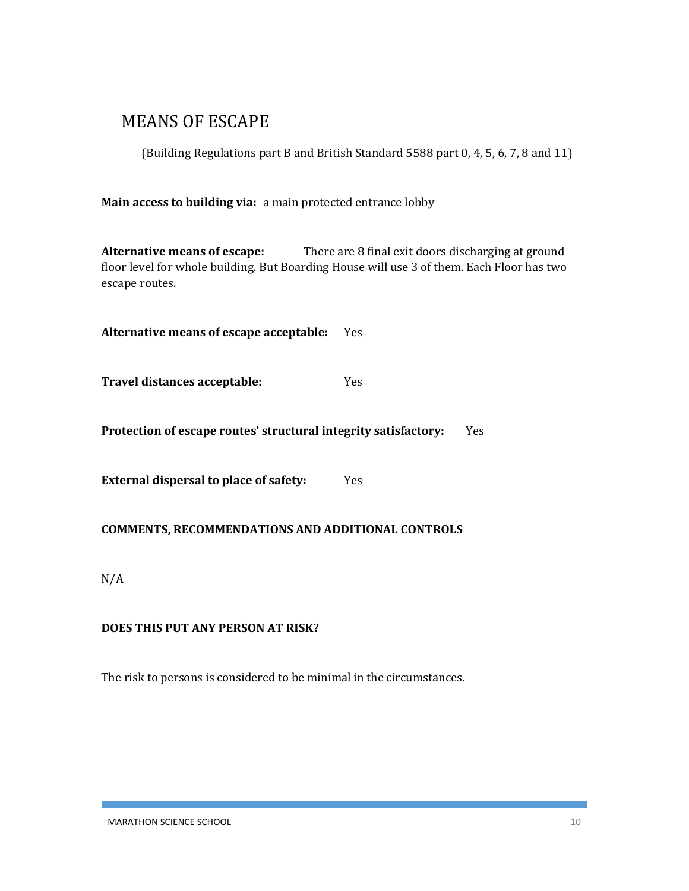# MEANS OF ESCAPE

(Building Regulations part B and British Standard 5588 part 0, 4, 5, 6, 7, 8 and 11)

**Main access to building via:** a main protected entrance lobby

**Alternative means of escape:** There are 8 final exit doors discharging at ground floor level for whole building. But Boarding House will use 3 of them. Each Floor has two escape routes.

**Alternative means of escape acceptable:** Yes

**Travel distances acceptable:** Yes

**Protection of escape routes' structural integrity satisfactory:** Yes

**External dispersal to place of safety:** Yes

**COMMENTS, RECOMMENDATIONS AND ADDITIONAL CONTROLS**

N/A

**DOES THIS PUT ANY PERSON AT RISK?**

The risk to persons is considered to be minimal in the circumstances.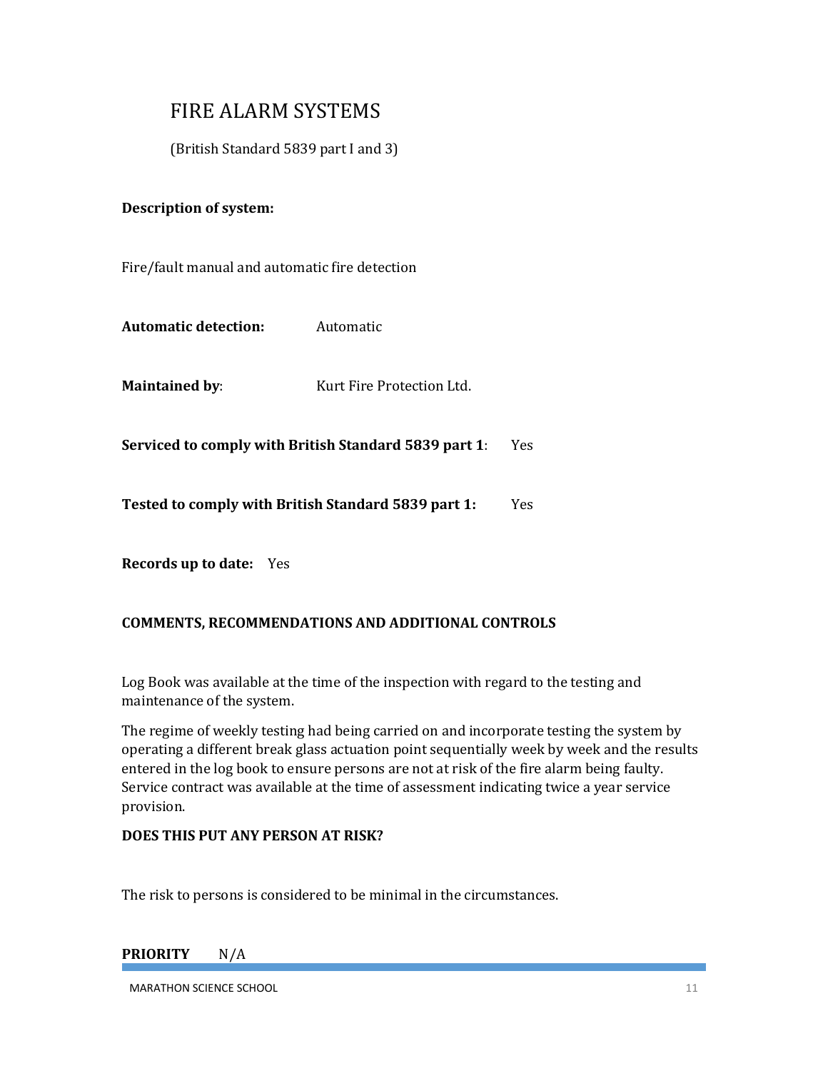# FIRE ALARM SYSTEMS

(British Standard 5839 part I and 3)

**Description of system:**

Fire/fault manual and automatic fire detection

**Automatic detection:** Automatic

**Maintained by**: Kurt Fire Protection Ltd.

**Serviced to comply with British Standard 5839 part 1**: Yes

**Tested to comply with British Standard 5839 part 1:** Yes

**Records up to date:** Yes

**COMMENTS, RECOMMENDATIONS AND ADDITIONAL CONTROLS**

Log Book was available at the time of the inspection with regard to the testing and maintenance of the system.

The regime of weekly testing had being carried on and incorporate testing the system by operating a different break glass actuation point sequentially week by week and the results entered in the log book to ensure persons are not at risk of the fire alarm being faulty. Service contract was available at the time of assessment indicating twice a year service provision.

**DOES THIS PUT ANY PERSON AT RISK?**

The risk to persons is considered to be minimal in the circumstances.

**PRIORITY** N/A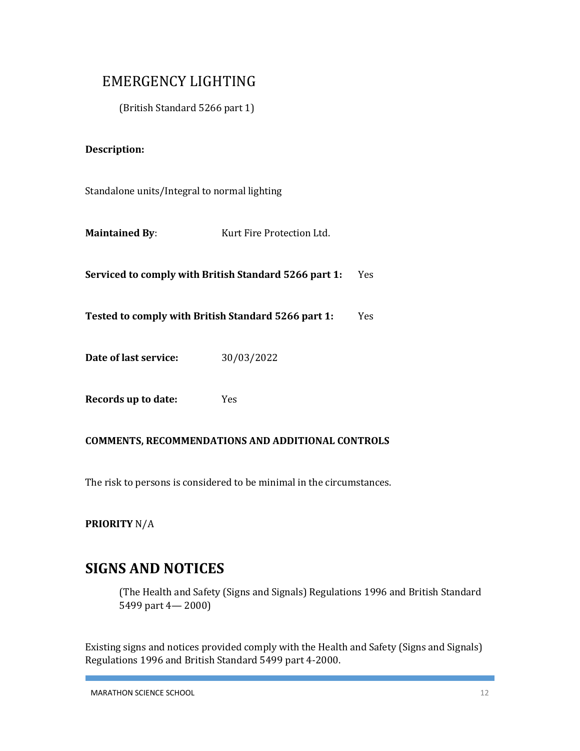## EMERGENCY LIGHTING

(British Standard 5266 part 1)

**Description:**

Standalone units/Integral to normal lighting

**Maintained By**: Kurt Fire Protection Ltd.

**Serviced to comply with British Standard 5266 part 1:** Yes

**Tested to comply with British Standard 5266 part 1:** Yes

**Date of last service:** 30/03/2022

**Records up to date:** Yes

**COMMENTS, RECOMMENDATIONS AND ADDITIONAL CONTROLS**

The risk to persons is considered to be minimal in the circumstances.

**PRIORITY** N/A

## SIGNS AND NOTICES

(The Health and Safety (Signs and Signals) Regulations 1996 and British Standard 5499 part 4— 2000)

Existing signs and notices provided comply with the Health and Safety (Signs and Signals) Regulations 1996 and British Standard 5499 part 4-2000.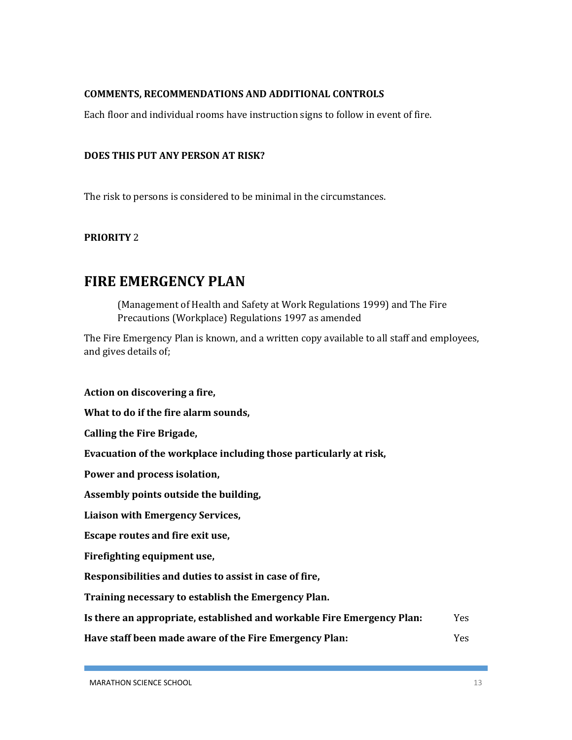**COMMENTS, RECOMMENDATIONS AND ADDITIONAL CONTROLS**

Each floor and individual rooms have instruction signs to follow in event of fire.

**DOES THIS PUT ANY PERSON AT RISK?**

The risk to persons is considered to be minimal in the circumstances.

**PRIORITY** 2

# FIRE EMERGENCY PLAN

> (Management of Health and Safety at Work Regulations 1999) and The Fire Precautions (Workplace) Regulations 1997 as amended

The Fire Emergency Plan is known, and a written copy available to all staff and employees, and gives details of;

**Action on discovering a fire,**

**What to do if the fire alarm sounds,**

**Calling the Fire Brigade,**

**Evacuation of the workplace including those particularly at risk,**

**Power and process isolation,**

**Assembly points outside the building,**

**Liaison with Emergency Services,**

**Escape routes and fire exit use,**

**Firefighting equipment use,**

**Responsibilities and duties to assist in case of fire,**

**Training necessary to establish the Emergency Plan.**

**Is there an appropriate, established and workable Fire Emergency Plan:** Yes

**Have staff been made aware of the Fire Emergency Plan:** Yes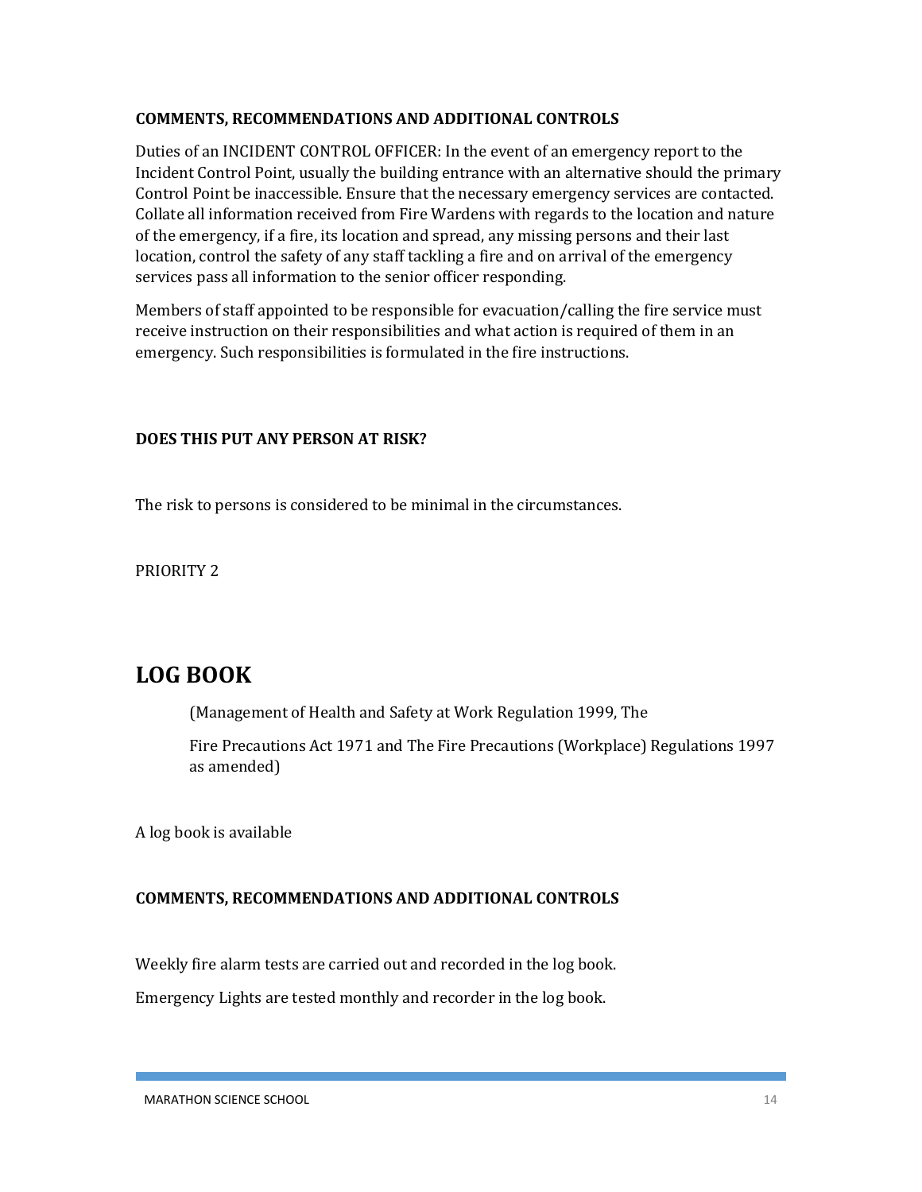**COMMENTS, RECOMMENDATIONS AND ADDITIONAL CONTROLS**

Duties of an INCIDENT CONTROL OFFICER: In the event of an emergency report to the Incident Control Point, usually the building entrance with an alternative should the primary Control Point be inaccessible. Ensure that the necessary emergency services are contacted. Collate all information received from Fire Wardens with regards to the location and nature of the emergency, if a fire, its location and spread, any missing persons and their last location, control the safety of any staff tackling a fire and on arrival of the emergency services pass all information to the senior officer responding.

Members of staff appointed to be responsible for evacuation/calling the fire service must receive instruction on their responsibilities and what action is required of them in an emergency. Such responsibilities is formulated in the fire instructions.

**DOES THIS PUT ANY PERSON AT RISK?**

The risk to persons is considered to be minimal in the circumstances.

PRIORITY 2

# LOG BOOK

(Management of Health and Safety at Work Regulation 1999, The

Fire Precautions Act 1971 and The Fire Precautions (Workplace) Regulations 1997 as amended)

A log book is available

**COMMENTS, RECOMMENDATIONS AND ADDITIONAL CONTROLS**

Weekly fire alarm tests are carried out and recorded in the log book.

Emergency Lights are tested monthly and recorder in the log book.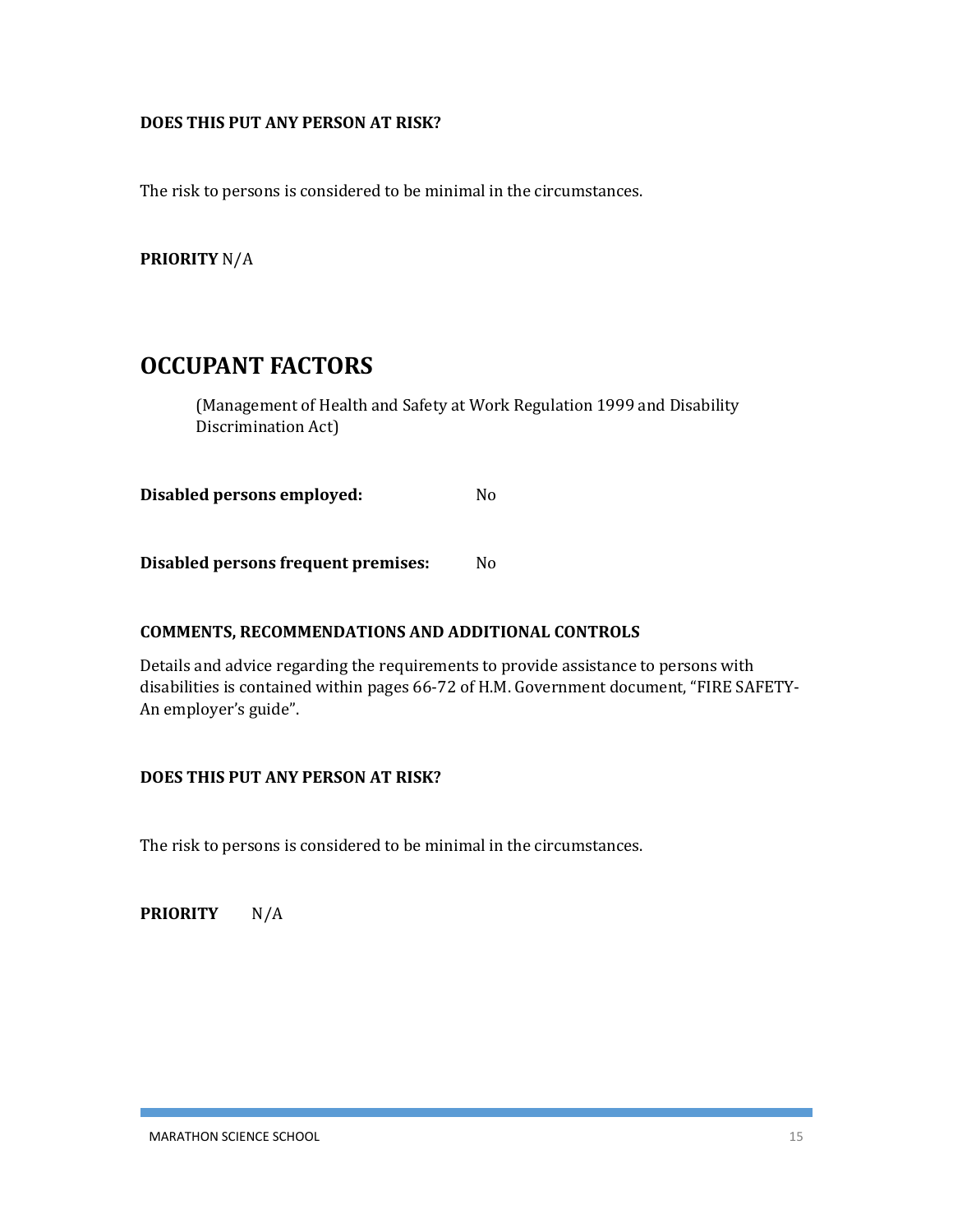**DOES THIS PUT ANY PERSON AT RISK?**

The risk to persons is considered to be minimal in the circumstances.

**PRIORITY** N/A

# OCCUPANT FACTORS

(Management of Health and Safety at Work Regulation 1999 and Disability Discrimination Act)

**Disabled persons employed:** No

**Disabled persons frequent premises:** No

**COMMENTS, RECOMMENDATIONS AND ADDITIONAL CONTROLS**

Details and advice regarding the requirements to provide assistance to persons with disabilities is contained within pages 66-72 of H.M. Government document, "FIRE SAFETY- An employer's guide".

**DOES THIS PUT ANY PERSON AT RISK?**

The risk to persons is considered to be minimal in the circumstances.

**PRIORITY** N/A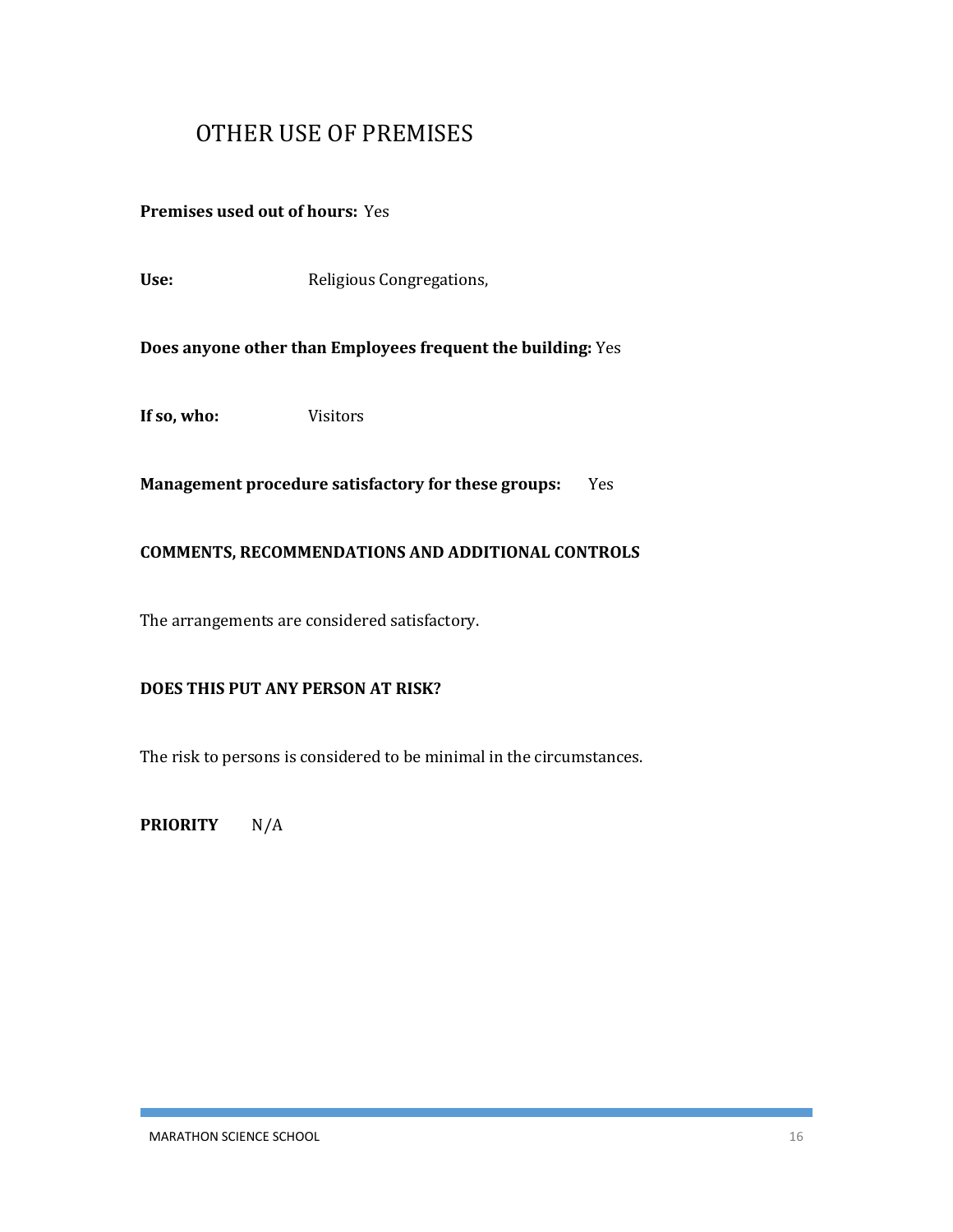# OTHER USE OF PREMISES

**Premises used out of hours:** Yes

**Use:** Religious Congregations,

**Does anyone other than Employees frequent the building:** Yes

**If so, who:** Visitors

**Management procedure satisfactory for these groups:** Yes

**COMMENTS, RECOMMENDATIONS AND ADDITIONAL CONTROLS**

The arrangements are considered satisfactory.

**DOES THIS PUT ANY PERSON AT RISK?**

The risk to persons is considered to be minimal in the circumstances.

**PRIORITY** N/A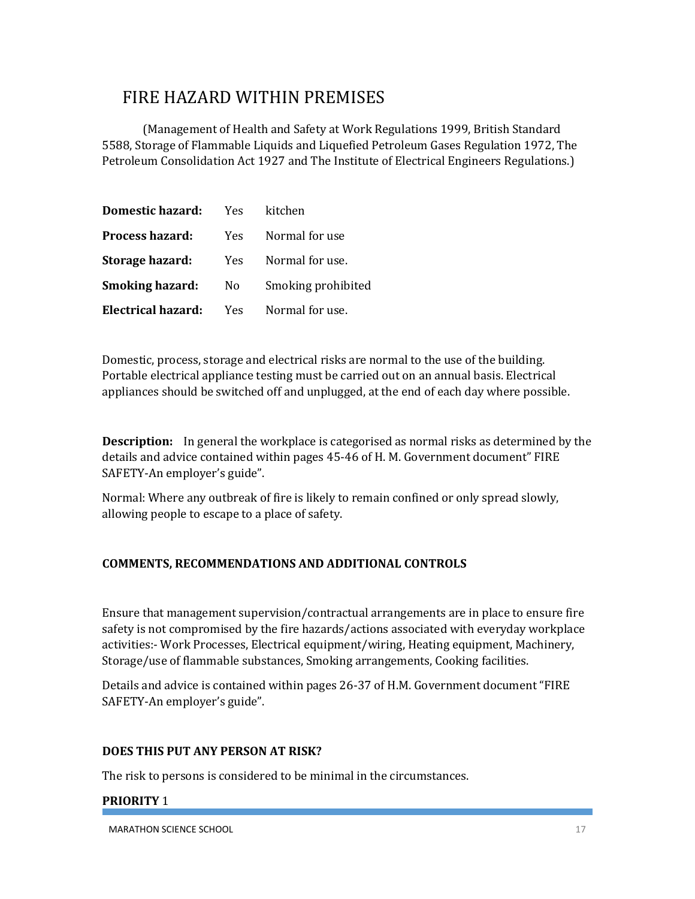# FIRE HAZARD WITHIN PREMISES

(Management of Health and Safety at Work Regulations 1999, British Standard 5588, Storage of Flammable Liquids and Liquefied Petroleum Gases Regulation 1972, The Petroleum Consolidation Act 1927 and The Institute of Electrical Engineers Regulations.)

| | | |
|---|---|---|
| **Domestic hazard:** | Yes | kitchen |
| **Process hazard:** | Yes | Normal for use |
| **Storage hazard:** | Yes | Normal for use. |
| **Smoking hazard:** | No | Smoking prohibited |
| **Electrical hazard:** | Yes | Normal for use. |

Domestic, process, storage and electrical risks are normal to the use of the building. Portable electrical appliance testing must be carried out on an annual basis. Electrical appliances should be switched off and unplugged, at the end of each day where possible.

**Description:** In general the workplace is categorised as normal risks as determined by the details and advice contained within pages 45-46 of H. M. Government document" FIRE SAFETY-An employer's guide".

Normal: Where any outbreak of fire is likely to remain confined or only spread slowly, allowing people to escape to a place of safety.

**COMMENTS, RECOMMENDATIONS AND ADDITIONAL CONTROLS**

Ensure that management supervision/contractual arrangements are in place to ensure fire safety is not compromised by the fire hazards/actions associated with everyday workplace activities:- Work Processes, Electrical equipment/wiring, Heating equipment, Machinery, Storage/use of flammable substances, Smoking arrangements, Cooking facilities.

Details and advice is contained within pages 26-37 of H.M. Government document "FIRE SAFETY-An employer's guide".

**DOES THIS PUT ANY PERSON AT RISK?**

The risk to persons is considered to be minimal in the circumstances.

**PRIORITY** 1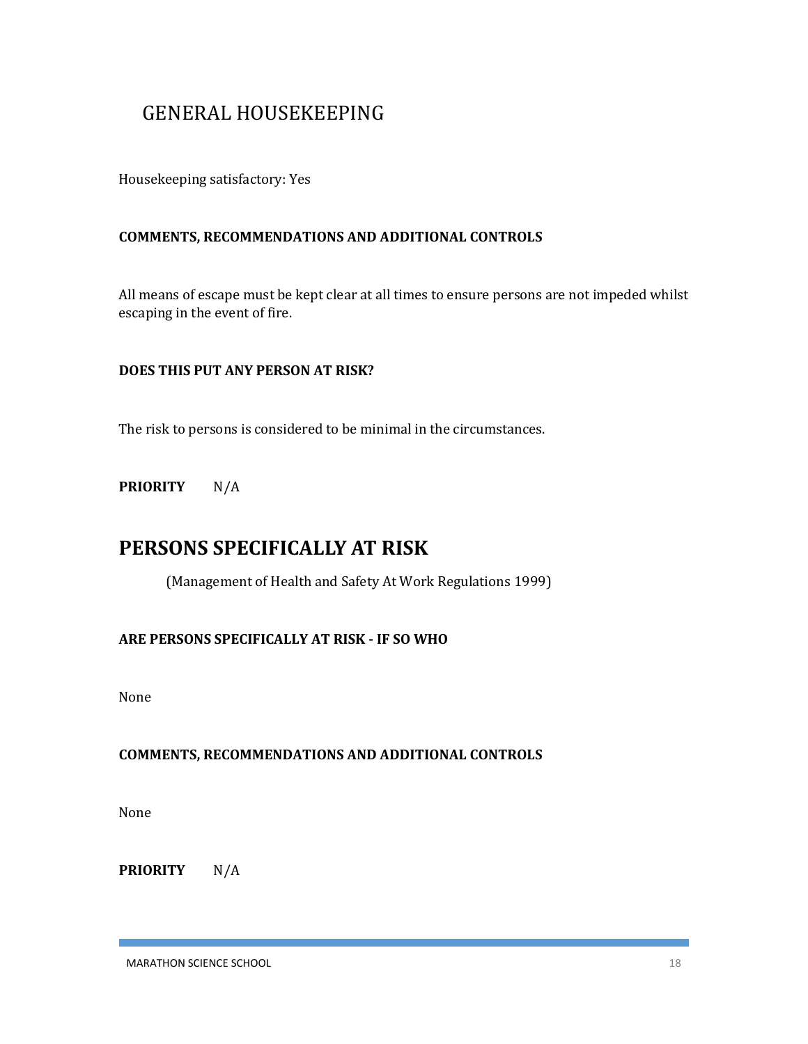## GENERAL HOUSEKEEPING

Housekeeping satisfactory: Yes

**COMMENTS, RECOMMENDATIONS AND ADDITIONAL CONTROLS**

All means of escape must be kept clear at all times to ensure persons are not impeded whilst escaping in the event of fire.

**DOES THIS PUT ANY PERSON AT RISK?**

The risk to persons is considered to be minimal in the circumstances.

**PRIORITY** N/A

# PERSONS SPECIFICALLY AT RISK

(Management of Health and Safety At Work Regulations 1999)

**ARE PERSONS SPECIFICALLY AT RISK - IF SO WHO**

None

**COMMENTS, RECOMMENDATIONS AND ADDITIONAL CONTROLS**

None

**PRIORITY** N/A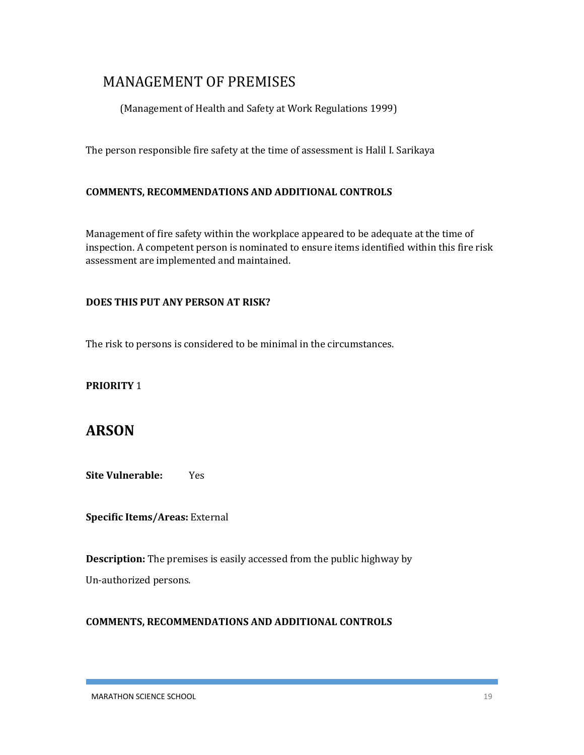# MANAGEMENT OF PREMISES

(Management of Health and Safety at Work Regulations 1999)

The person responsible fire safety at the time of assessment is Halil I. Sarikaya

**COMMENTS, RECOMMENDATIONS AND ADDITIONAL CONTROLS**

Management of fire safety within the workplace appeared to be adequate at the time of inspection. A competent person is nominated to ensure items identified within this fire risk assessment are implemented and maintained.

**DOES THIS PUT ANY PERSON AT RISK?**

The risk to persons is considered to be minimal in the circumstances.

**PRIORITY** 1

# ARSON

**Site Vulnerable:** Yes

**Specific Items/Areas:** External

**Description:** The premises is easily accessed from the public highway by

Un-authorized persons.

**COMMENTS, RECOMMENDATIONS AND ADDITIONAL CONTROLS**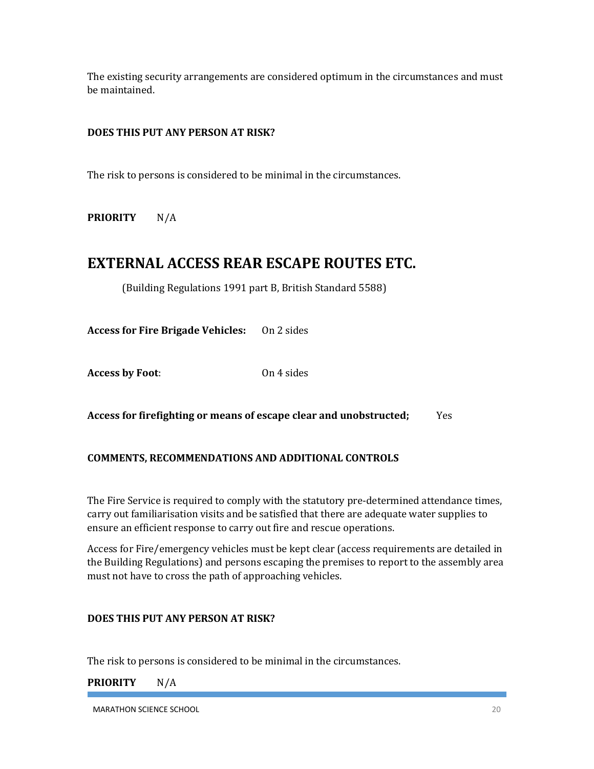The existing security arrangements are considered optimum in the circumstances and must be maintained.

**DOES THIS PUT ANY PERSON AT RISK?**

The risk to persons is considered to be minimal in the circumstances.

**PRIORITY** N/A

# EXTERNAL ACCESS REAR ESCAPE ROUTES ETC.

(Building Regulations 1991 part B, British Standard 5588)

**Access for Fire Brigade Vehicles:** On 2 sides

**Access by Foot**: On 4 sides

**Access for firefighting or means of escape clear and unobstructed;** Yes

**COMMENTS, RECOMMENDATIONS AND ADDITIONAL CONTROLS**

The Fire Service is required to comply with the statutory pre-determined attendance times, carry out familiarisation visits and be satisfied that there are adequate water supplies to ensure an efficient response to carry out fire and rescue operations.

Access for Fire/emergency vehicles must be kept clear (access requirements are detailed in the Building Regulations) and persons escaping the premises to report to the assembly area must not have to cross the path of approaching vehicles.

**DOES THIS PUT ANY PERSON AT RISK?**

The risk to persons is considered to be minimal in the circumstances.

**PRIORITY** N/A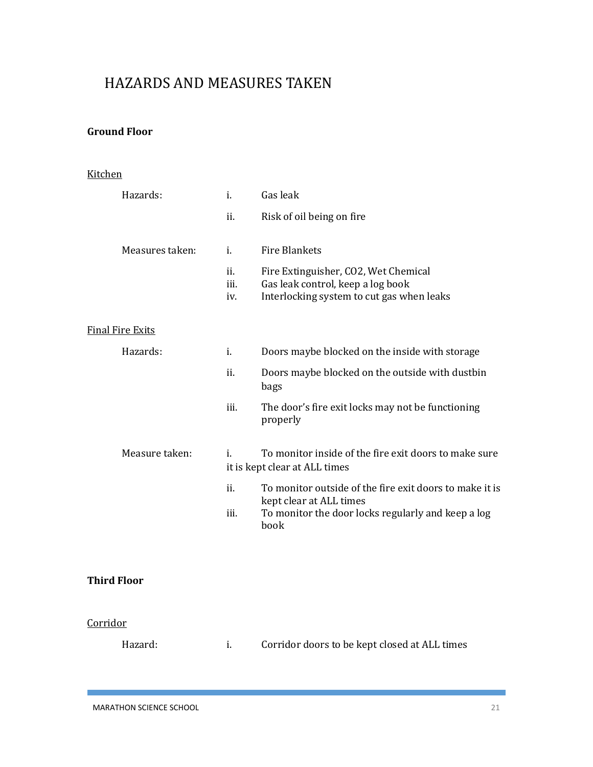# HAZARDS AND MEASURES TAKEN

**Ground Floor**

Kitchen

Hazards:

- i. Gas leak
- ii. Risk of oil being on fire

Measures taken:

- i. Fire Blankets
- ii. Fire Extinguisher, CO2, Wet Chemical
- iii. Gas leak control, keep a log book
- iv. Interlocking system to cut gas when leaks

Final Fire Exits

Hazards:

- i. Doors maybe blocked on the inside with storage
- ii. Doors maybe blocked on the outside with dustbin bags
- iii. The door's fire exit locks may not be functioning properly

Measure taken:

- i. To monitor inside of the fire exit doors to make sure it is kept clear at ALL times
- ii. To monitor outside of the fire exit doors to make it is kept clear at ALL times
- iii. To monitor the door locks regularly and keep a log book

**Third Floor**

Corridor

Hazard:

- i. Corridor doors to be kept closed at ALL times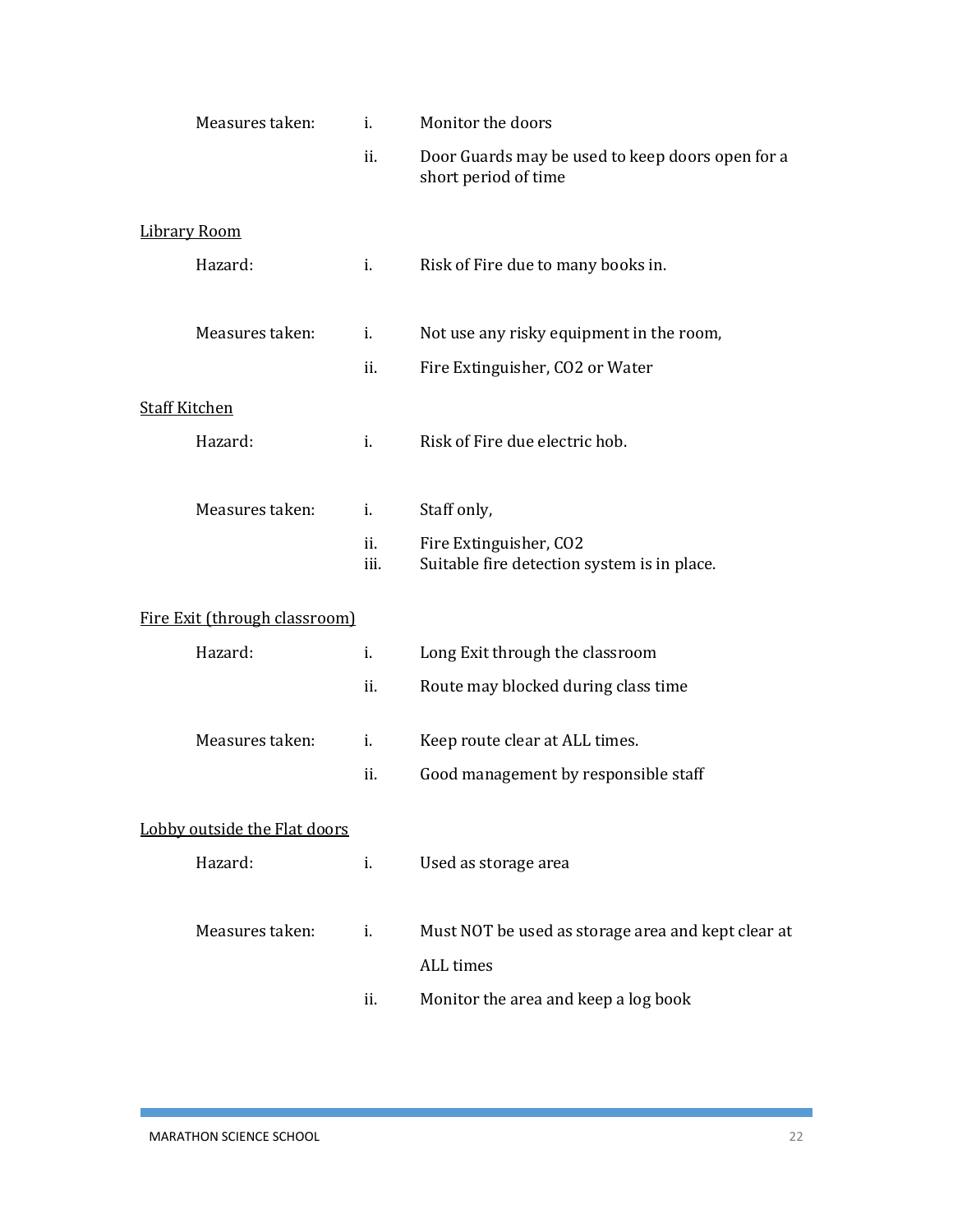Measures taken:
i. Monitor the doors
ii. Door Guards may be used to keep doors open for a short period of time

<u>Library Room</u>

Hazard:
i. Risk of Fire due to many books in.

Measures taken:
i. Not use any risky equipment in the room,
ii. Fire Extinguisher, CO2 or Water

<u>Staff Kitchen</u>

Hazard:
i. Risk of Fire due electric hob.

Measures taken:
i. Staff only,
ii. Fire Extinguisher, CO2
iii. Suitable fire detection system is in place.

<u>Fire Exit (through classroom)</u>

Hazard:
i. Long Exit through the classroom
ii. Route may blocked during class time

Measures taken:
i. Keep route clear at ALL times.
ii. Good management by responsible staff

<u>Lobby outside the Flat doors</u>

Hazard:
i. Used as storage area

Measures taken:
i. Must NOT be used as storage area and kept clear at ALL times
ii. Monitor the area and keep a log book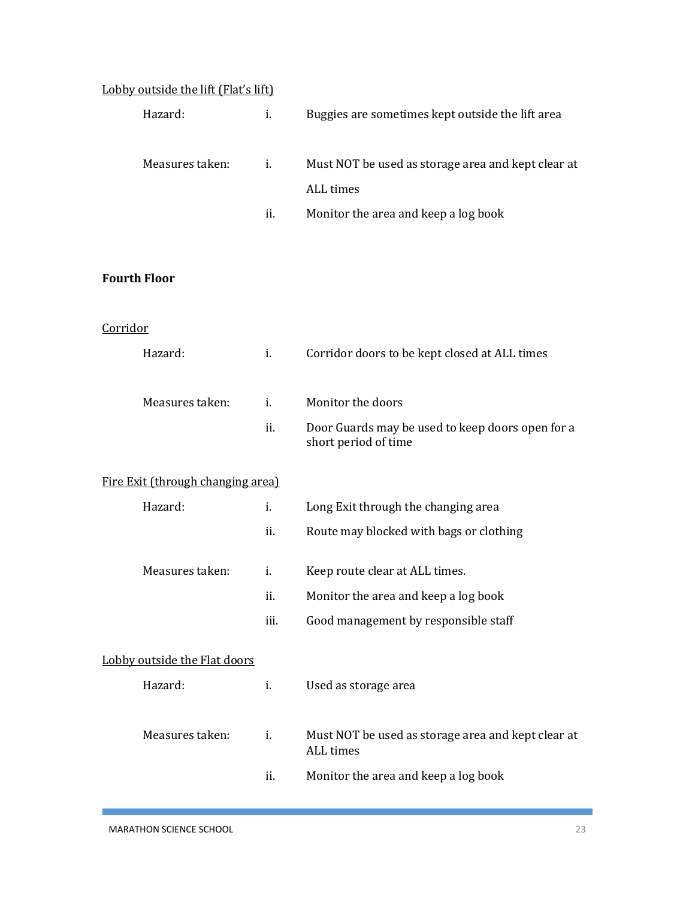Lobby outside the lift (Flat's lift)

Hazard:

i. Buggies are sometimes kept outside the lift area

Measures taken:

i. Must NOT be used as storage area and kept clear at ALL times
ii. Monitor the area and keep a log book

**Fourth Floor**

Corridor

Hazard:

i. Corridor doors to be kept closed at ALL times

Measures taken:

i. Monitor the doors
ii. Door Guards may be used to keep doors open for a short period of time

Fire Exit (through changing area)

Hazard:

i. Long Exit through the changing area
ii. Route may blocked with bags or clothing

Measures taken:

i. Keep route clear at ALL times.
ii. Monitor the area and keep a log book
iii. Good management by responsible staff

Lobby outside the Flat doors

Hazard:

i. Used as storage area

Measures taken:

i. Must NOT be used as storage area and kept clear at ALL times
ii. Monitor the area and keep a log book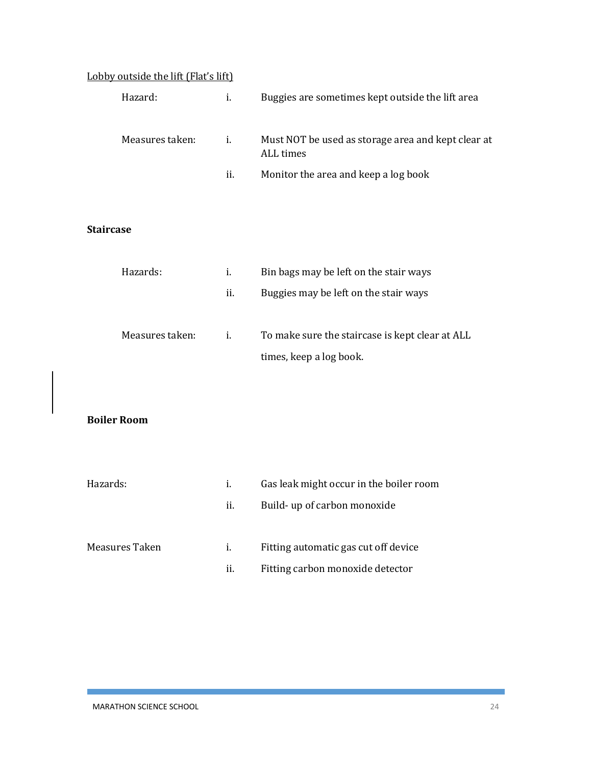<u>Lobby outside the lift (Flat's lift)</u>

Hazard:

i. Buggies are sometimes kept outside the lift area

Measures taken:

i. Must NOT be used as storage area and kept clear at ALL times
ii. Monitor the area and keep a log book

**Staircase**

Hazards:

i. Bin bags may be left on the stair ways
ii. Buggies may be left on the stair ways

Measures taken:

i. To make sure the staircase is kept clear at ALL times, keep a log book.

**Boiler Room**

Hazards:

i. Gas leak might occur in the boiler room
ii. Build- up of carbon monoxide

Measures Taken

i. Fitting automatic gas cut off device
ii. Fitting carbon monoxide detector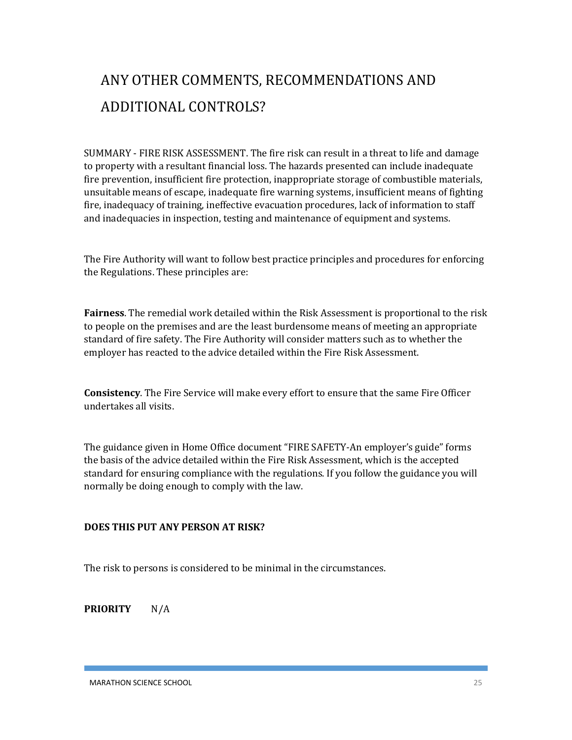# ANY OTHER COMMENTS, RECOMMENDATIONS AND ADDITIONAL CONTROLS?

SUMMARY - FIRE RISK ASSESSMENT. The fire risk can result in a threat to life and damage to property with a resultant financial loss. The hazards presented can include inadequate fire prevention, insufficient fire protection, inappropriate storage of combustible materials, unsuitable means of escape, inadequate fire warning systems, insufficient means of fighting fire, inadequacy of training, ineffective evacuation procedures, lack of information to staff and inadequacies in inspection, testing and maintenance of equipment and systems.

The Fire Authority will want to follow best practice principles and procedures for enforcing the Regulations. These principles are:

**Fairness**. The remedial work detailed within the Risk Assessment is proportional to the risk to people on the premises and are the least burdensome means of meeting an appropriate standard of fire safety. The Fire Authority will consider matters such as to whether the employer has reacted to the advice detailed within the Fire Risk Assessment.

**Consistency**. The Fire Service will make every effort to ensure that the same Fire Officer undertakes all visits.

The guidance given in Home Office document “FIRE SAFETY-An employer’s guide” forms the basis of the advice detailed within the Fire Risk Assessment, which is the accepted standard for ensuring compliance with the regulations. If you follow the guidance you will normally be doing enough to comply with the law.

**DOES THIS PUT ANY PERSON AT RISK?**

The risk to persons is considered to be minimal in the circumstances.

**PRIORITY** N/A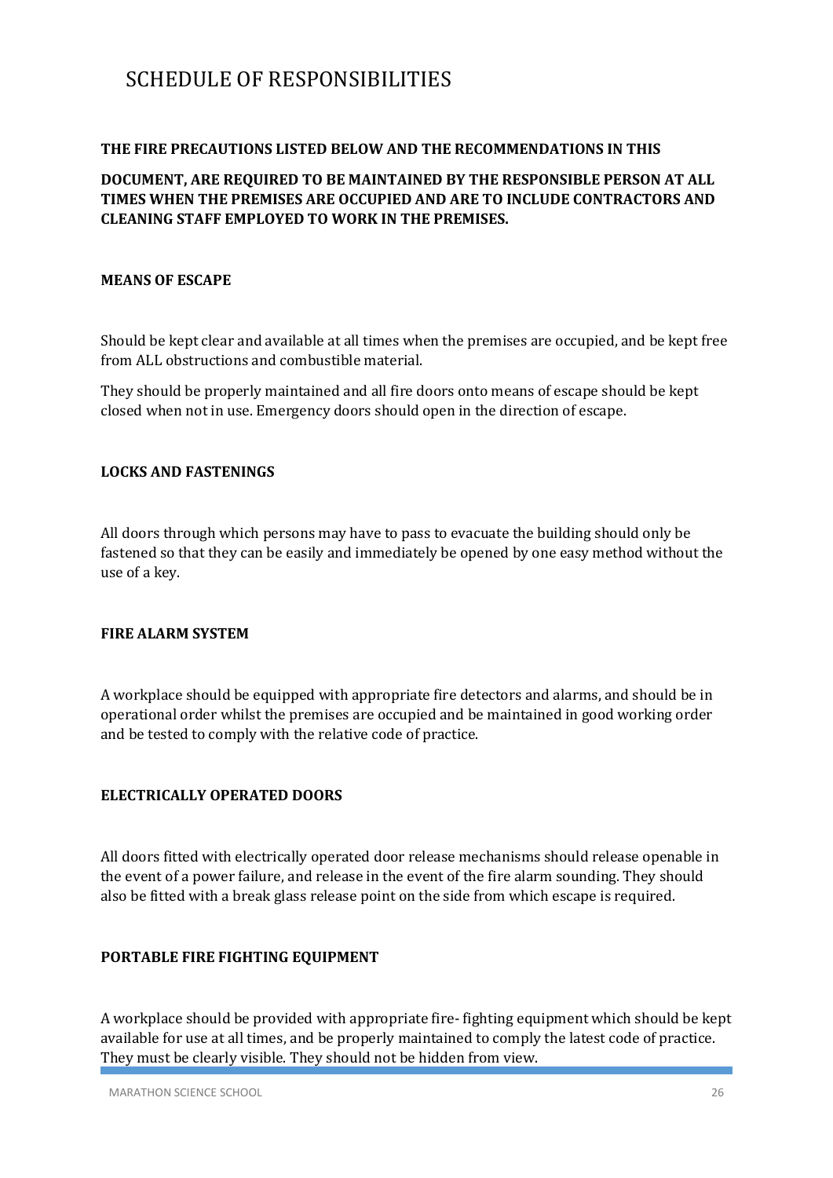# SCHEDULE OF RESPONSIBILITIES

**THE FIRE PRECAUTIONS LISTED BELOW AND THE RECOMMENDATIONS IN THIS**

**DOCUMENT, ARE REQUIRED TO BE MAINTAINED BY THE RESPONSIBLE PERSON AT ALL TIMES WHEN THE PREMISES ARE OCCUPIED AND ARE TO INCLUDE CONTRACTORS AND CLEANING STAFF EMPLOYED TO WORK IN THE PREMISES.**

**MEANS OF ESCAPE**

Should be kept clear and available at all times when the premises are occupied, and be kept free from ALL obstructions and combustible material.

They should be properly maintained and all fire doors onto means of escape should be kept closed when not in use. Emergency doors should open in the direction of escape.

**LOCKS AND FASTENINGS**

All doors through which persons may have to pass to evacuate the building should only be fastened so that they can be easily and immediately be opened by one easy method without the use of a key.

**FIRE ALARM SYSTEM**

A workplace should be equipped with appropriate fire detectors and alarms, and should be in operational order whilst the premises are occupied and be maintained in good working order and be tested to comply with the relative code of practice.

**ELECTRICALLY OPERATED DOORS**

All doors fitted with electrically operated door release mechanisms should release openable in the event of a power failure, and release in the event of the fire alarm sounding. They should also be fitted with a break glass release point on the side from which escape is required.

**PORTABLE FIRE FIGHTING EQUIPMENT**

A workplace should be provided with appropriate fire- fighting equipment which should be kept available for use at all times, and be properly maintained to comply the latest code of practice. They must be clearly visible. They should not be hidden from view.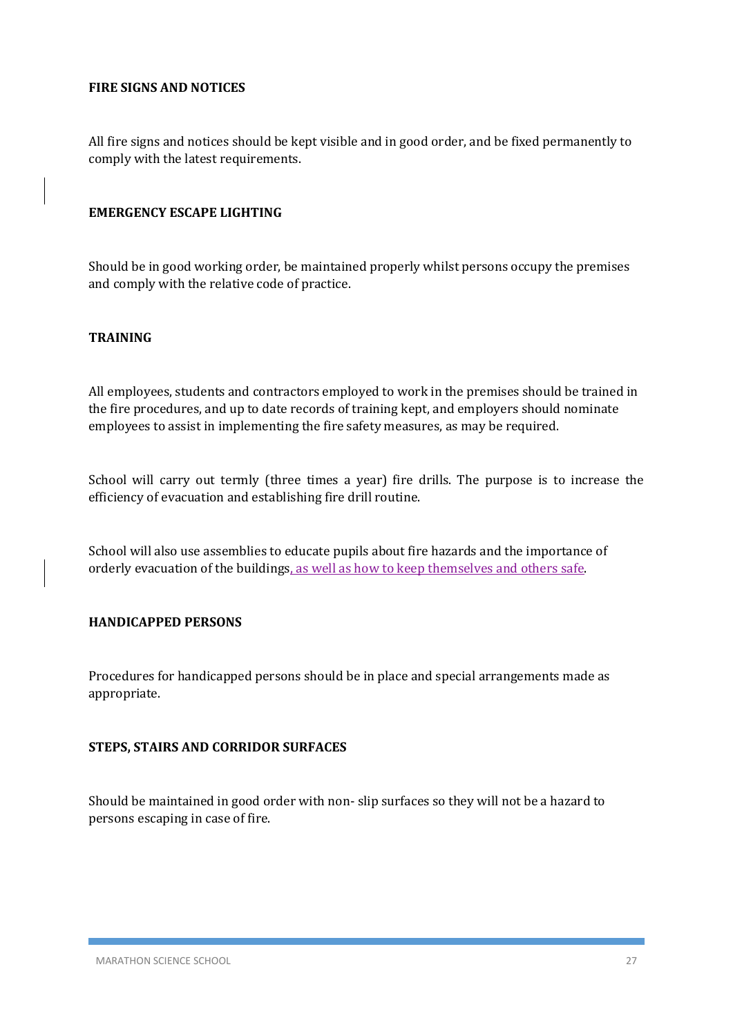**FIRE SIGNS AND NOTICES**

All fire signs and notices should be kept visible and in good order, and be fixed permanently to comply with the latest requirements.

**EMERGENCY ESCAPE LIGHTING**

Should be in good working order, be maintained properly whilst persons occupy the premises and comply with the relative code of practice.

**TRAINING**

All employees, students and contractors employed to work in the premises should be trained in the fire procedures, and up to date records of training kept, and employers should nominate employees to assist in implementing the fire safety measures, as may be required.

School will carry out termly (three times a year) fire drills. The purpose is to increase the efficiency of evacuation and establishing fire drill routine.

School will also use assemblies to educate pupils about fire hazards and the importance of orderly evacuation of the buildings, as well as how to keep themselves and others safe.

**HANDICAPPED PERSONS**

Procedures for handicapped persons should be in place and special arrangements made as appropriate.

**STEPS, STAIRS AND CORRIDOR SURFACES**

Should be maintained in good order with non- slip surfaces so they will not be a hazard to persons escaping in case of fire.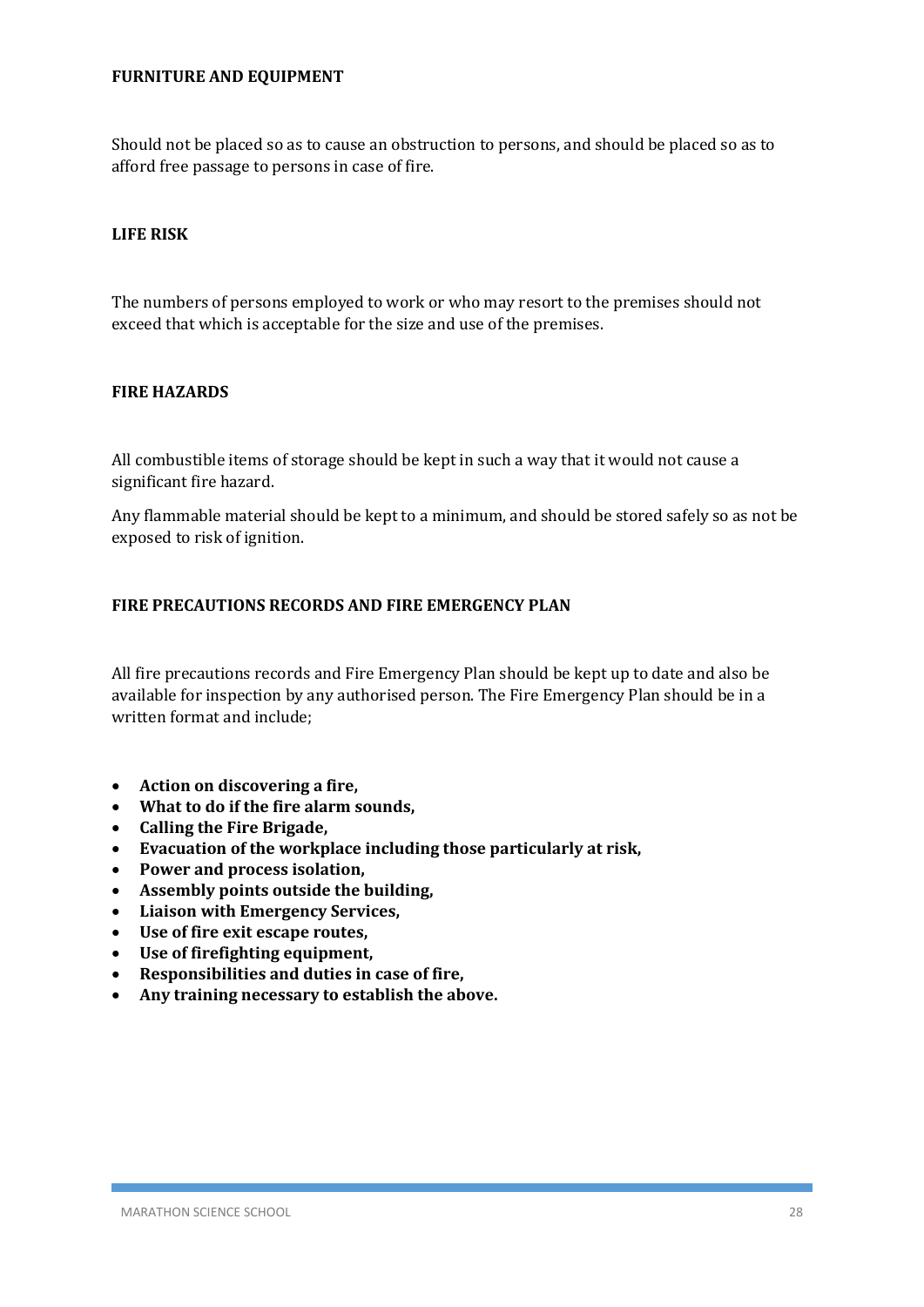## FURNITURE AND EQUIPMENT

Should not be placed so as to cause an obstruction to persons, and should be placed so as to afford free passage to persons in case of fire.

## LIFE RISK

The numbers of persons employed to work or who may resort to the premises should not exceed that which is acceptable for the size and use of the premises.

## FIRE HAZARDS

All combustible items of storage should be kept in such a way that it would not cause a significant fire hazard.

Any flammable material should be kept to a minimum, and should be stored safely so as not be exposed to risk of ignition.

## FIRE PRECAUTIONS RECORDS AND FIRE EMERGENCY PLAN

All fire precautions records and Fire Emergency Plan should be kept up to date and also be available for inspection by any authorised person. The Fire Emergency Plan should be in a written format and include;

- **Action on discovering a fire,**
- **What to do if the fire alarm sounds,**
- **Calling the Fire Brigade,**
- **Evacuation of the workplace including those particularly at risk,**
- **Power and process isolation,**
- **Assembly points outside the building,**
- **Liaison with Emergency Services,**
- **Use of fire exit escape routes,**
- **Use of firefighting equipment,**
- **Responsibilities and duties in case of fire,**
- **Any training necessary to establish the above.**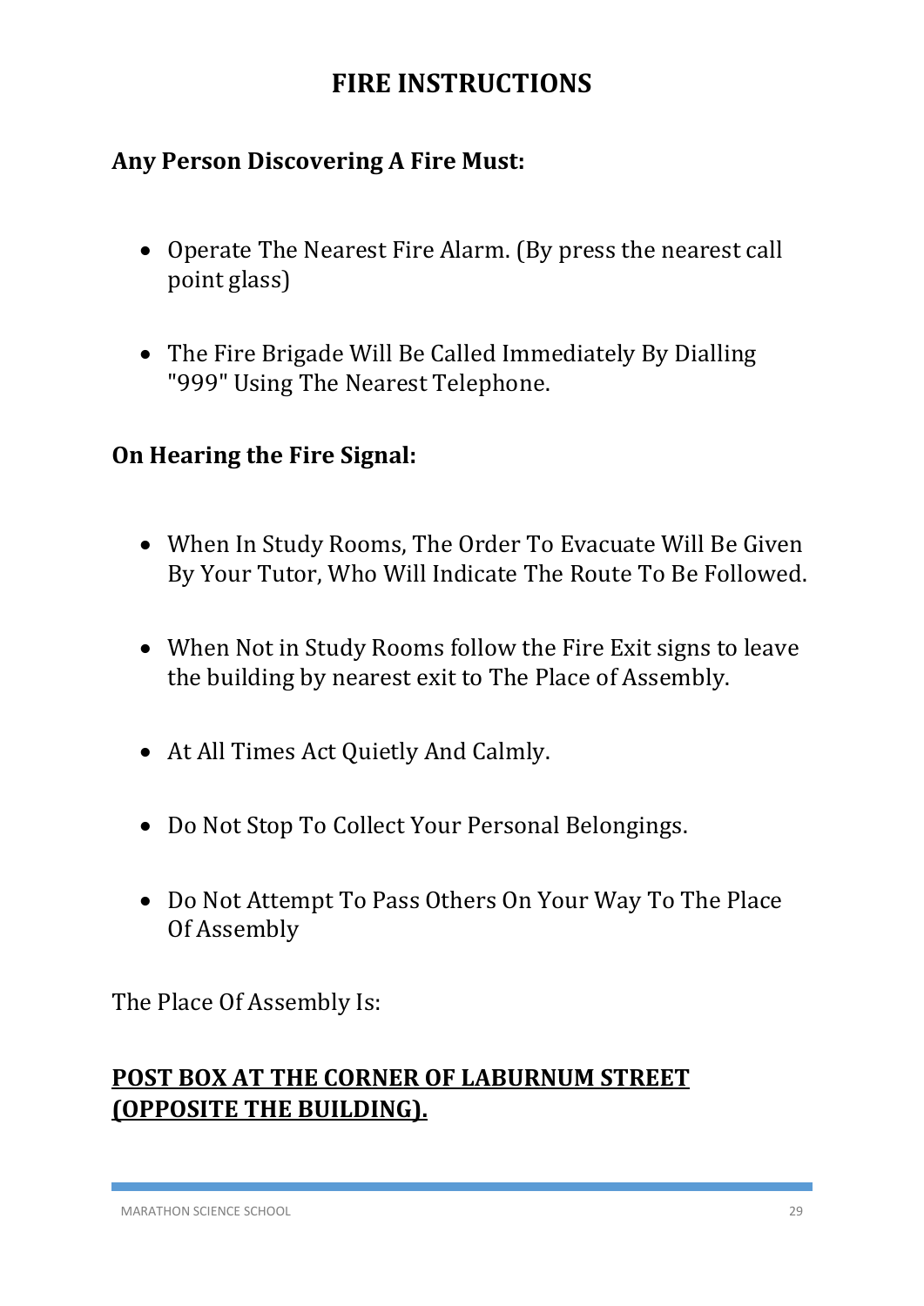# FIRE INSTRUCTIONS

## Any Person Discovering A Fire Must:

- Operate The Nearest Fire Alarm. (By press the nearest call point glass)
- The Fire Brigade Will Be Called Immediately By Dialling "999" Using The Nearest Telephone.

## On Hearing the Fire Signal:

- When In Study Rooms, The Order To Evacuate Will Be Given By Your Tutor, Who Will Indicate The Route To Be Followed.
- When Not in Study Rooms follow the Fire Exit signs to leave the building by nearest exit to The Place of Assembly.
- At All Times Act Quietly And Calmly.
- Do Not Stop To Collect Your Personal Belongings.
- Do Not Attempt To Pass Others On Your Way To The Place Of Assembly

The Place Of Assembly Is:

## **POST BOX AT THE CORNER OF LABURNUM STREET (OPPOSITE THE BUILDING).**